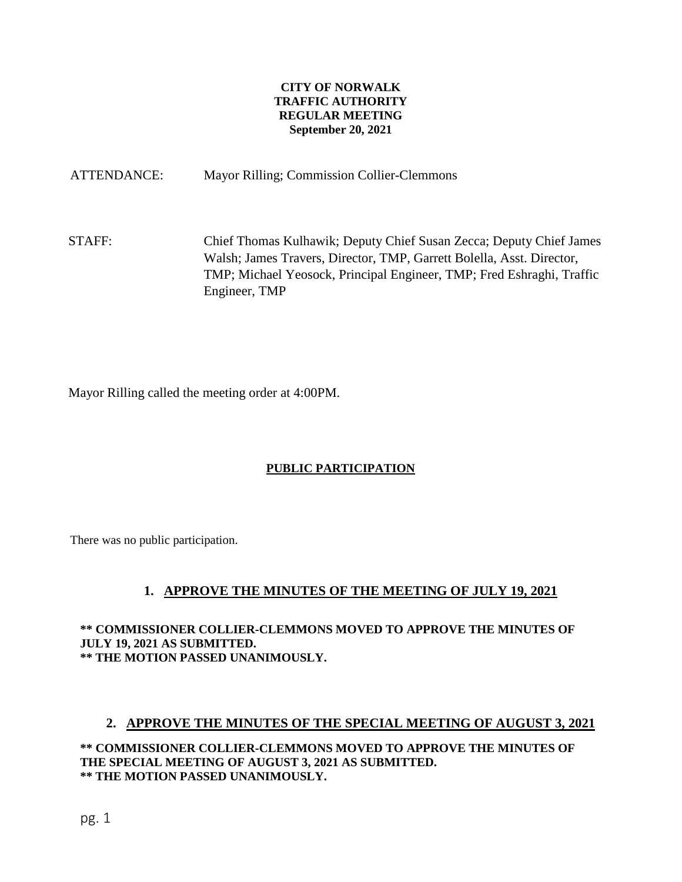**CITY OF NORWALK**
**TRAFFIC AUTHORITY**
**REGULAR MEETING**
**September 20, 2021**

ATTENDANCE: Mayor Rilling; Commission Collier-Clemmons

STAFF: Chief Thomas Kulhawik; Deputy Chief Susan Zecca; Deputy Chief James Walsh; James Travers, Director, TMP, Garrett Bolella, Asst. Director, TMP; Michael Yeosock, Principal Engineer, TMP; Fred Eshraghi, Traffic Engineer, TMP

Mayor Rilling called the meeting order at 4:00PM.

## PUBLIC PARTICIPATION

There was no public participation.

## 1. APPROVE THE MINUTES OF THE MEETING OF JULY 19, 2021

**\*\* COMMISSIONER COLLIER-CLEMMONS MOVED TO APPROVE THE MINUTES OF JULY 19, 2021 AS SUBMITTED.**
**\*\* THE MOTION PASSED UNANIMOUSLY.**

## 2. APPROVE THE MINUTES OF THE SPECIAL MEETING OF AUGUST 3, 2021

**\*\* COMMISSIONER COLLIER-CLEMMONS MOVED TO APPROVE THE MINUTES OF THE SPECIAL MEETING OF AUGUST 3, 2021 AS SUBMITTED.**
**\*\* THE MOTION PASSED UNANIMOUSLY.**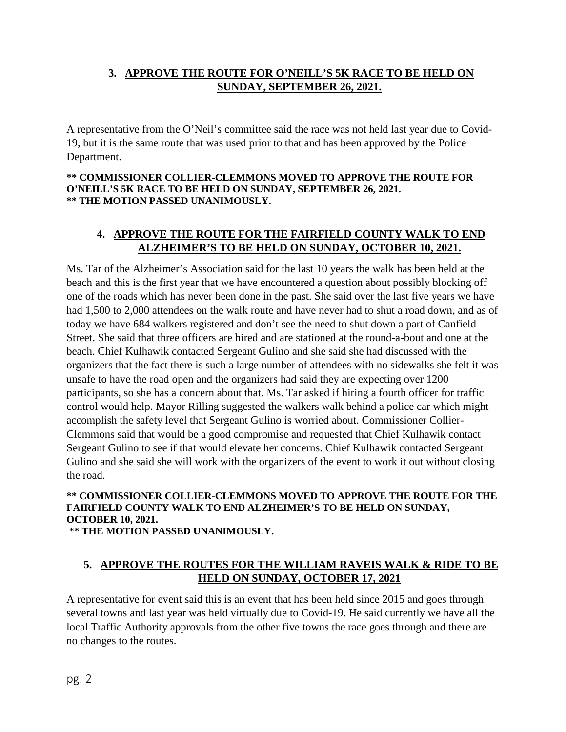### 3. APPROVE THE ROUTE FOR O'NEILL'S 5K RACE TO BE HELD ON SUNDAY, SEPTEMBER 26, 2021.

A representative from the O'Neil's committee said the race was not held last year due to Covid-19, but it is the same route that was used prior to that and has been approved by the Police Department.

**\*\* COMMISSIONER COLLIER-CLEMMONS MOVED TO APPROVE THE ROUTE FOR O'NEILL'S 5K RACE TO BE HELD ON SUNDAY, SEPTEMBER 26, 2021.**
**\*\* THE MOTION PASSED UNANIMOUSLY.**

### 4. APPROVE THE ROUTE FOR THE FAIRFIELD COUNTY WALK TO END ALZHEIMER'S TO BE HELD ON SUNDAY, OCTOBER 10, 2021.

Ms. Tar of the Alzheimer's Association said for the last 10 years the walk has been held at the beach and this is the first year that we have encountered a question about possibly blocking off one of the roads which has never been done in the past. She said over the last five years we have had 1,500 to 2,000 attendees on the walk route and have never had to shut a road down, and as of today we have 684 walkers registered and don't see the need to shut down a part of Canfield Street. She said that three officers are hired and are stationed at the round-a-bout and one at the beach. Chief Kulhawik contacted Sergeant Gulino and she said she had discussed with the organizers that the fact there is such a large number of attendees with no sidewalks she felt it was unsafe to have the road open and the organizers had said they are expecting over 1200 participants, so she has a concern about that. Ms. Tar asked if hiring a fourth officer for traffic control would help. Mayor Rilling suggested the walkers walk behind a police car which might accomplish the safety level that Sergeant Gulino is worried about. Commissioner Collier-Clemmons said that would be a good compromise and requested that Chief Kulhawik contact Sergeant Gulino to see if that would elevate her concerns. Chief Kulhawik contacted Sergeant Gulino and she said she will work with the organizers of the event to work it out without closing the road.

**\*\* COMMISSIONER COLLIER-CLEMMONS MOVED TO APPROVE THE ROUTE FOR THE FAIRFIELD COUNTY WALK TO END ALZHEIMER'S TO BE HELD ON SUNDAY, OCTOBER 10, 2021.**
**\*\* THE MOTION PASSED UNANIMOUSLY.**

### 5. APPROVE THE ROUTES FOR THE WILLIAM RAVEIS WALK & RIDE TO BE HELD ON SUNDAY, OCTOBER 17, 2021

A representative for event said this is an event that has been held since 2015 and goes through several towns and last year was held virtually due to Covid-19. He said currently we have all the local Traffic Authority approvals from the other five towns the race goes through and there are no changes to the routes.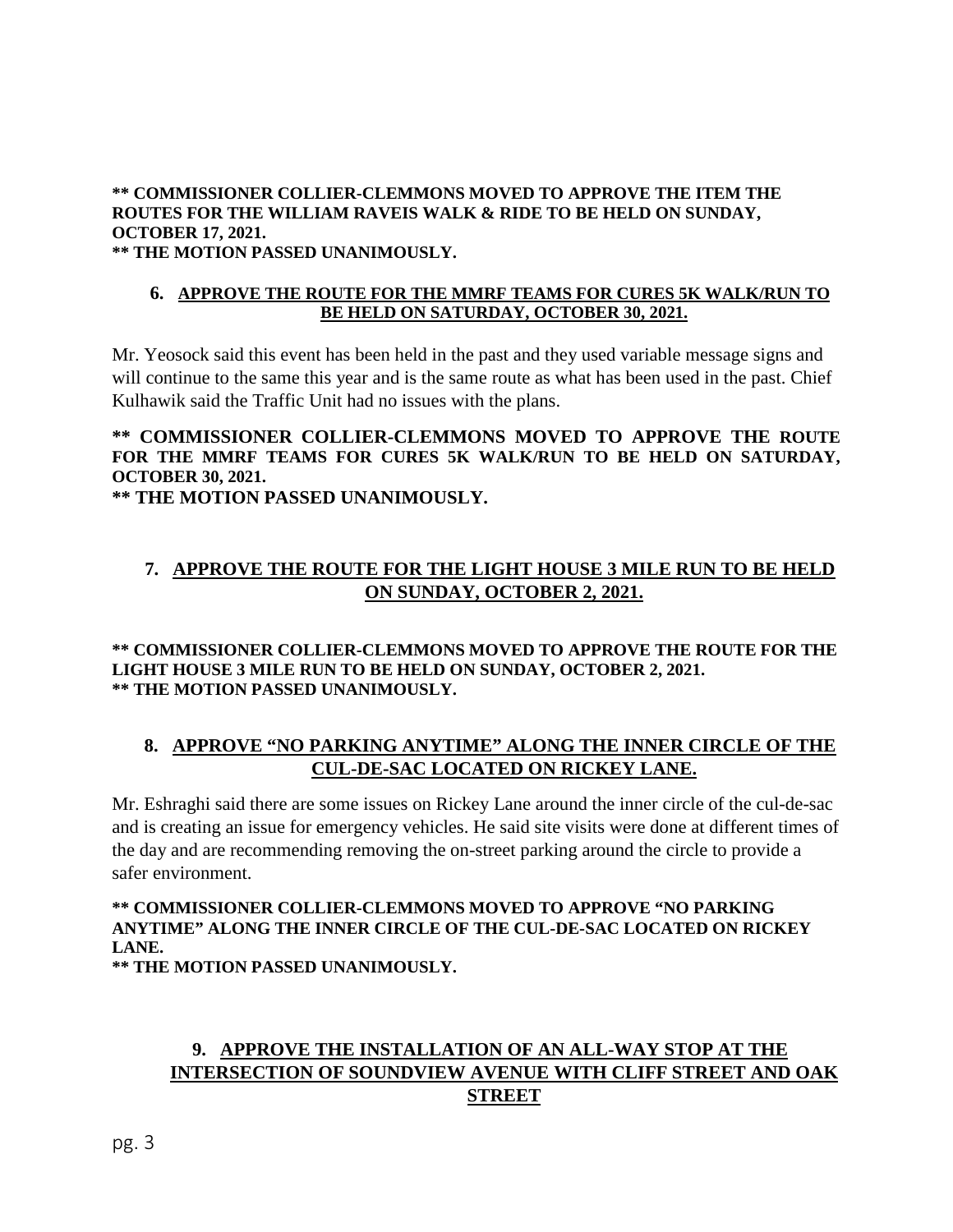**** COMMISSIONER COLLIER-CLEMMONS MOVED TO APPROVE THE ITEM THE ROUTES FOR THE WILLIAM RAVEIS WALK & RIDE TO BE HELD ON SUNDAY, OCTOBER 17, 2021.**
**** THE MOTION PASSED UNANIMOUSLY.**

### 6. APPROVE THE ROUTE FOR THE MMRF TEAMS FOR CURES 5K WALK/RUN TO BE HELD ON SATURDAY, OCTOBER 30, 2021.

Mr. Yeosock said this event has been held in the past and they used variable message signs and will continue to the same this year and is the same route as what has been used in the past. Chief Kulhawik said the Traffic Unit had no issues with the plans.

**** COMMISSIONER COLLIER-CLEMMONS MOVED TO APPROVE THE ROUTE FOR THE MMRF TEAMS FOR CURES 5K WALK/RUN TO BE HELD ON SATURDAY, OCTOBER 30, 2021.**
**** THE MOTION PASSED UNANIMOUSLY.**

### 7. APPROVE THE ROUTE FOR THE LIGHT HOUSE 3 MILE RUN TO BE HELD ON SUNDAY, OCTOBER 2, 2021.

**** COMMISSIONER COLLIER-CLEMMONS MOVED TO APPROVE THE ROUTE FOR THE LIGHT HOUSE 3 MILE RUN TO BE HELD ON SUNDAY, OCTOBER 2, 2021.**
**** THE MOTION PASSED UNANIMOUSLY.**

### 8. APPROVE "NO PARKING ANYTIME" ALONG THE INNER CIRCLE OF THE CUL-DE-SAC LOCATED ON RICKEY LANE.

Mr. Eshraghi said there are some issues on Rickey Lane around the inner circle of the cul-de-sac and is creating an issue for emergency vehicles. He said site visits were done at different times of the day and are recommending removing the on-street parking around the circle to provide a safer environment.

**** COMMISSIONER COLLIER-CLEMMONS MOVED TO APPROVE "NO PARKING ANYTIME" ALONG THE INNER CIRCLE OF THE CUL-DE-SAC LOCATED ON RICKEY LANE.**
**** THE MOTION PASSED UNANIMOUSLY.**

### 9. APPROVE THE INSTALLATION OF AN ALL-WAY STOP AT THE INTERSECTION OF SOUNDVIEW AVENUE WITH CLIFF STREET AND OAK STREET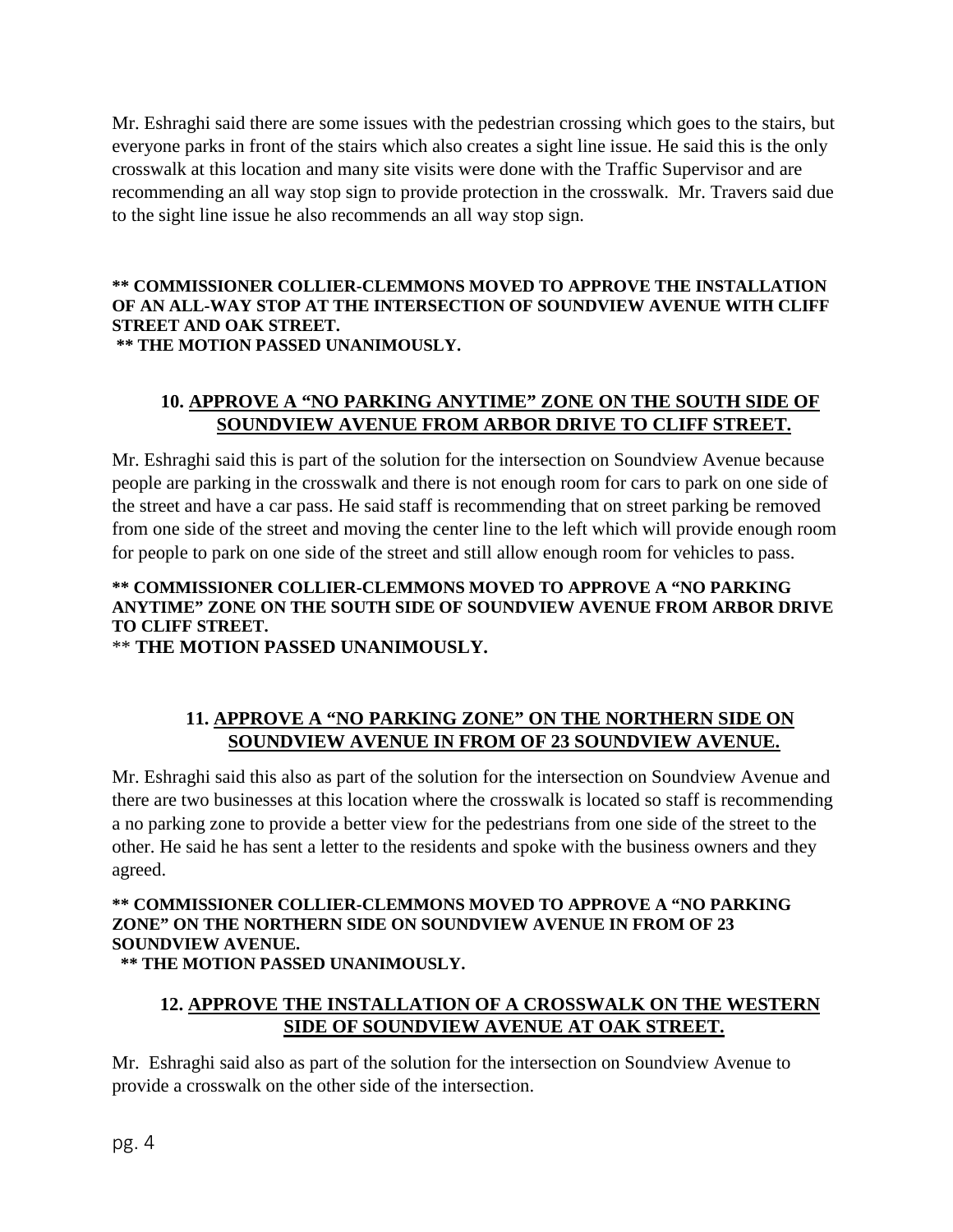Mr. Eshraghi said there are some issues with the pedestrian crossing which goes to the stairs, but everyone parks in front of the stairs which also creates a sight line issue. He said this is the only crosswalk at this location and many site visits were done with the Traffic Supervisor and are recommending an all way stop sign to provide protection in the crosswalk. Mr. Travers said due to the sight line issue he also recommends an all way stop sign.

**\*\* COMMISSIONER COLLIER-CLEMMONS MOVED TO APPROVE THE INSTALLATION OF AN ALL-WAY STOP AT THE INTERSECTION OF SOUNDVIEW AVENUE WITH CLIFF STREET AND OAK STREET.**
**\*\* THE MOTION PASSED UNANIMOUSLY.**

### 10. <u>APPROVE A "NO PARKING ANYTIME" ZONE ON THE SOUTH SIDE OF SOUNDVIEW AVENUE FROM ARBOR DRIVE TO CLIFF STREET.</u>

Mr. Eshraghi said this is part of the solution for the intersection on Soundview Avenue because people are parking in the crosswalk and there is not enough room for cars to park on one side of the street and have a car pass. He said staff is recommending that on street parking be removed from one side of the street and moving the center line to the left which will provide enough room for people to park on one side of the street and still allow enough room for vehicles to pass.

**\*\* COMMISSIONER COLLIER-CLEMMONS MOVED TO APPROVE A "NO PARKING ANYTIME" ZONE ON THE SOUTH SIDE OF SOUNDVIEW AVENUE FROM ARBOR DRIVE TO CLIFF STREET.**
\*\* **THE MOTION PASSED UNANIMOUSLY.**

### 11. <u>APPROVE A "NO PARKING ZONE" ON THE NORTHERN SIDE ON SOUNDVIEW AVENUE IN FROM OF 23 SOUNDVIEW AVENUE.</u>

Mr. Eshraghi said this also as part of the solution for the intersection on Soundview Avenue and there are two businesses at this location where the crosswalk is located so staff is recommending a no parking zone to provide a better view for the pedestrians from one side of the street to the other. He said he has sent a letter to the residents and spoke with the business owners and they agreed.

**\*\* COMMISSIONER COLLIER-CLEMMONS MOVED TO APPROVE A "NO PARKING ZONE" ON THE NORTHERN SIDE ON SOUNDVIEW AVENUE IN FROM OF 23 SOUNDVIEW AVENUE.**
**\*\* THE MOTION PASSED UNANIMOUSLY.**

### 12. <u>APPROVE THE INSTALLATION OF A CROSSWALK ON THE WESTERN SIDE OF SOUNDVIEW AVENUE AT OAK STREET.</u>

Mr. Eshraghi said also as part of the solution for the intersection on Soundview Avenue to provide a crosswalk on the other side of the intersection.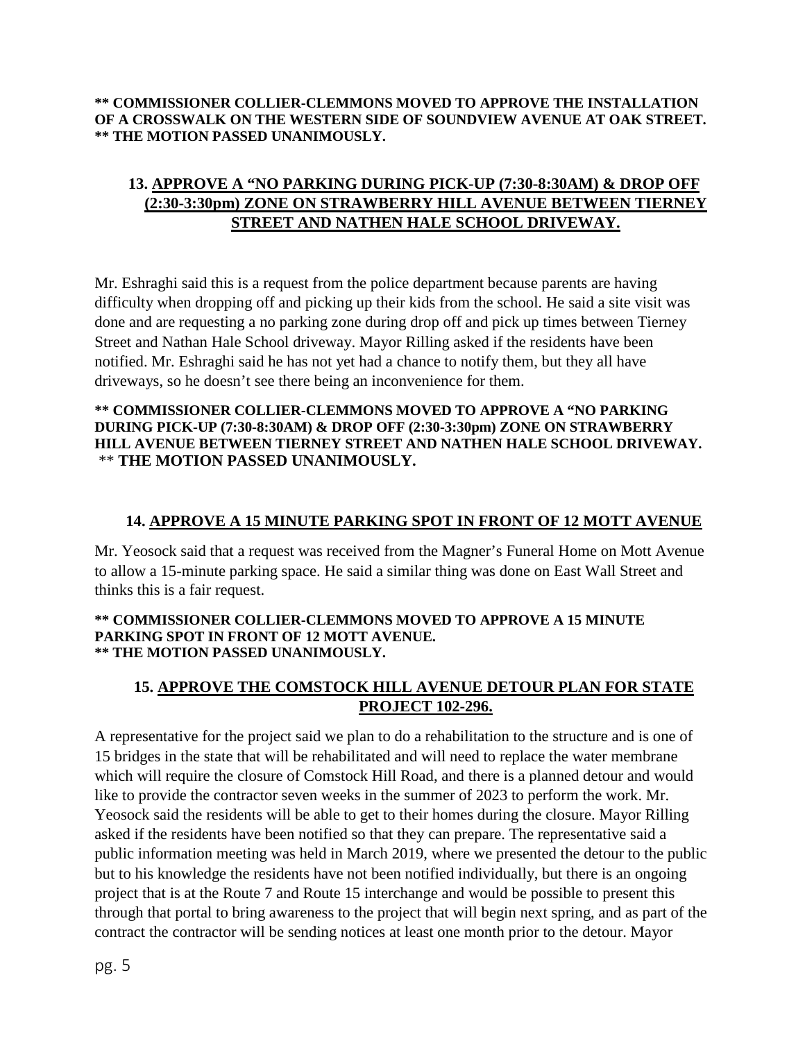**\*\* COMMISSIONER COLLIER-CLEMMONS MOVED TO APPROVE THE INSTALLATION OF A CROSSWALK ON THE WESTERN SIDE OF SOUNDVIEW AVENUE AT OAK STREET.**
**\*\* THE MOTION PASSED UNANIMOUSLY.**

## 13. APPROVE A "NO PARKING DURING PICK-UP (7:30-8:30AM) & DROP OFF (2:30-3:30pm) ZONE ON STRAWBERRY HILL AVENUE BETWEEN TIERNEY STREET AND NATHEN HALE SCHOOL DRIVEWAY.

Mr. Eshraghi said this is a request from the police department because parents are having difficulty when dropping off and picking up their kids from the school. He said a site visit was done and are requesting a no parking zone during drop off and pick up times between Tierney Street and Nathan Hale School driveway. Mayor Rilling asked if the residents have been notified. Mr. Eshraghi said he has not yet had a chance to notify them, but they all have driveways, so he doesn't see there being an inconvenience for them.

**\*\* COMMISSIONER COLLIER-CLEMMONS MOVED TO APPROVE A "NO PARKING DURING PICK-UP (7:30-8:30AM) & DROP OFF (2:30-3:30pm) ZONE ON STRAWBERRY HILL AVENUE BETWEEN TIERNEY STREET AND NATHEN HALE SCHOOL DRIVEWAY.**
**\*\* THE MOTION PASSED UNANIMOUSLY.**

## 14. APPROVE A 15 MINUTE PARKING SPOT IN FRONT OF 12 MOTT AVENUE

Mr. Yeosock said that a request was received from the Magner's Funeral Home on Mott Avenue to allow a 15-minute parking space. He said a similar thing was done on East Wall Street and thinks this is a fair request.

**\*\* COMMISSIONER COLLIER-CLEMMONS MOVED TO APPROVE A 15 MINUTE PARKING SPOT IN FRONT OF 12 MOTT AVENUE.**
**\*\* THE MOTION PASSED UNANIMOUSLY.**

## 15. APPROVE THE COMSTOCK HILL AVENUE DETOUR PLAN FOR STATE PROJECT 102-296.

A representative for the project said we plan to do a rehabilitation to the structure and is one of 15 bridges in the state that will be rehabilitated and will need to replace the water membrane which will require the closure of Comstock Hill Road, and there is a planned detour and would like to provide the contractor seven weeks in the summer of 2023 to perform the work. Mr. Yeosock said the residents will be able to get to their homes during the closure. Mayor Rilling asked if the residents have been notified so that they can prepare. The representative said a public information meeting was held in March 2019, where we presented the detour to the public but to his knowledge the residents have not been notified individually, but there is an ongoing project that is at the Route 7 and Route 15 interchange and would be possible to present this through that portal to bring awareness to the project that will begin next spring, and as part of the contract the contractor will be sending notices at least one month prior to the detour. Mayor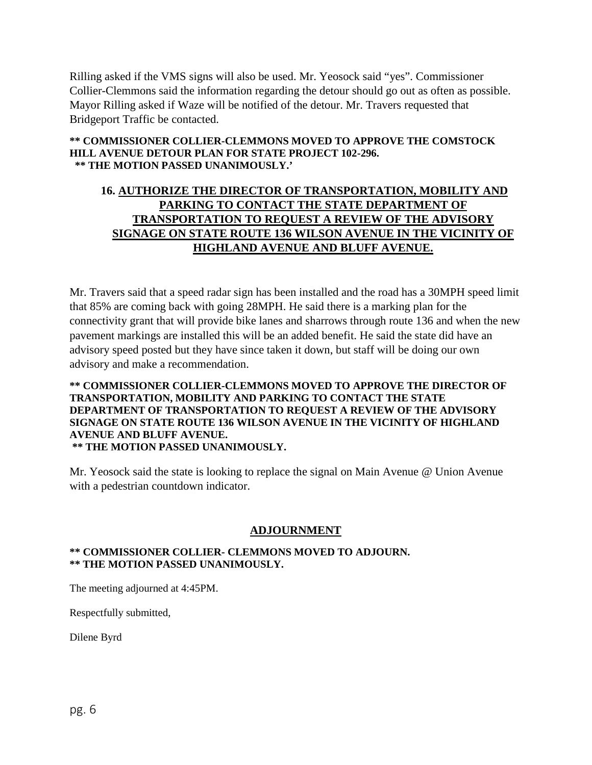Rilling asked if the VMS signs will also be used. Mr. Yeosock said "yes". Commissioner Collier-Clemmons said the information regarding the detour should go out as often as possible. Mayor Rilling asked if Waze will be notified of the detour. Mr. Travers requested that Bridgeport Traffic be contacted.

**\*\* COMMISSIONER COLLIER-CLEMMONS MOVED TO APPROVE THE COMSTOCK HILL AVENUE DETOUR PLAN FOR STATE PROJECT 102-296.**
**\*\* THE MOTION PASSED UNANIMOUSLY.'**

## 16. AUTHORIZE THE DIRECTOR OF TRANSPORTATION, MOBILITY AND PARKING TO CONTACT THE STATE DEPARTMENT OF TRANSPORTATION TO REQUEST A REVIEW OF THE ADVISORY SIGNAGE ON STATE ROUTE 136 WILSON AVENUE IN THE VICINITY OF HIGHLAND AVENUE AND BLUFF AVENUE.

Mr. Travers said that a speed radar sign has been installed and the road has a 30MPH speed limit that 85% are coming back with going 28MPH. He said there is a marking plan for the connectivity grant that will provide bike lanes and sharrows through route 136 and when the new pavement markings are installed this will be an added benefit. He said the state did have an advisory speed posted but they have since taken it down, but staff will be doing our own advisory and make a recommendation.

**\*\* COMMISSIONER COLLIER-CLEMMONS MOVED TO APPROVE THE DIRECTOR OF TRANSPORTATION, MOBILITY AND PARKING TO CONTACT THE STATE DEPARTMENT OF TRANSPORTATION TO REQUEST A REVIEW OF THE ADVISORY SIGNAGE ON STATE ROUTE 136 WILSON AVENUE IN THE VICINITY OF HIGHLAND AVENUE AND BLUFF AVENUE.**
**\*\* THE MOTION PASSED UNANIMOUSLY.**

Mr. Yeosock said the state is looking to replace the signal on Main Avenue @ Union Avenue with a pedestrian countdown indicator.

## ADJOURNMENT

**\*\* COMMISSIONER COLLIER- CLEMMONS MOVED TO ADJOURN.**
**\*\* THE MOTION PASSED UNANIMOUSLY.**

The meeting adjourned at 4:45PM.

Respectfully submitted,

Dilene Byrd